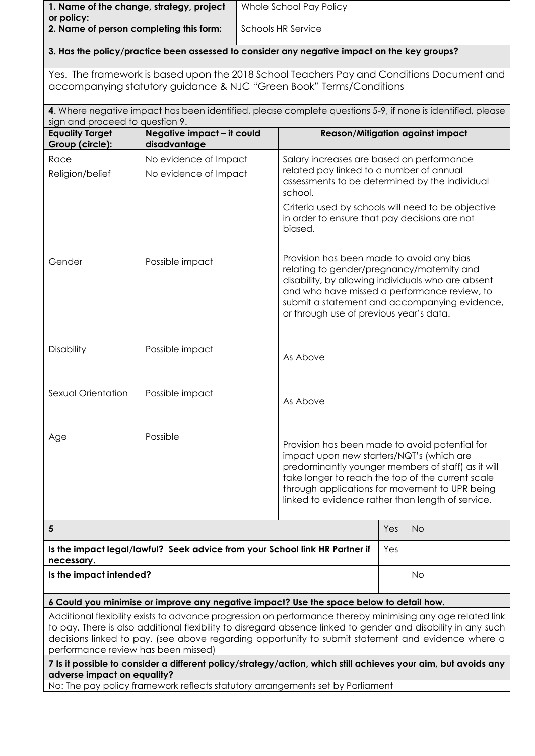| **1. Name of the change, strategy, project or policy:** | Whole School Pay Policy |
|---|---|
| **2. Name of person completing this form:** | Schools HR Service |

**3. Has the policy/practice been assessed to consider any negative impact on the key groups?**

Yes. The framework is based upon the 2018 School Teachers Pay and Conditions Document and accompanying statutory guidance & NJC "Green Book" Terms/Conditions

**4**. Where negative impact has been identified, please complete questions 5-9, if none is identified, please sign and proceed to question 9.

| **Equality Target Group (circle):** | **Negative impact – it could disadvantage** | **Reason/Mitigation against impact** |
|---|---|---|
| Race<br>Religion/belief | No evidence of Impact<br>No evidence of Impact | Salary increases are based on performance related pay linked to a number of annual assessments to be determined by the individual school.<br>Criteria used by schools will need to be objective in order to ensure that pay decisions are not biased. |
| Gender | Possible impact | Provision has been made to avoid any bias relating to gender/pregnancy/maternity and disability, by allowing individuals who are absent and who have missed a performance review, to submit a statement and accompanying evidence, or through use of previous year's data. |
| Disability | Possible impact | As Above |
| Sexual Orientation | Possible impact | As Above |
| Age | Possible | Provision has been made to avoid potential for impact upon new starters/NQT's (which are predominantly younger members of staff) as it will take longer to reach the top of the current scale through applications for movement to UPR being linked to evidence rather than length of service. |

| **5** | Yes | No |
|---|---|---|
| **Is the impact legal/lawful? Seek advice from your School link HR Partner if necessary.** | Yes | |
| **Is the impact intended?** | | No |

**6 Could you minimise or improve any negative impact? Use the space below to detail how.**

Additional flexibility exists to advance progression on performance thereby minimising any age related link to pay. There is also additional flexibility to disregard absence linked to gender and disability in any such decisions linked to pay. (see above regarding opportunity to submit statement and evidence where a performance review has been missed)

**7 Is it possible to consider a different policy/strategy/action, which still achieves your aim, but avoids any adverse impact on equality?**

No: The pay policy framework reflects statutory arrangements set by Parliament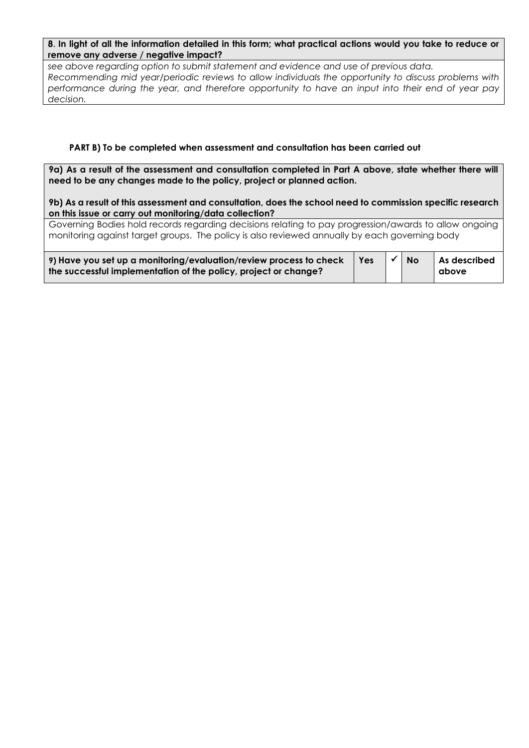| **8. In light of all the information detailed in this form; what practical actions would you take to reduce or remove any adverse / negative impact?** |
|---|
| *see above regarding option to submit statement and evidence and use of previous data.* *Recommending mid year/periodic reviews to allow individuals the opportunity to discuss problems with performance during the year, and therefore opportunity to have an input into their end of year pay decision.* |

**PART B) To be completed when assessment and consultation has been carried out**

| **9a) As a result of the assessment and consultation completed in Part A above, state whether there will need to be any changes made to the policy, project or planned action.** **9b) As a result of this assessment and consultation, does the school need to commission specific research on this issue or carry out monitoring/data collection?** |
|---|
| Governing Bodies hold records regarding decisions relating to pay progression/awards to allow ongoing monitoring against target groups. The policy is also reviewed annually by each governing body |

| | | | | |
|---|---|---|---|---|
| **9) Have you set up a monitoring/evaluation/review process to check the successful implementation of the policy, project or change?** | **Yes** | ✓ | **No** | **As described above** |